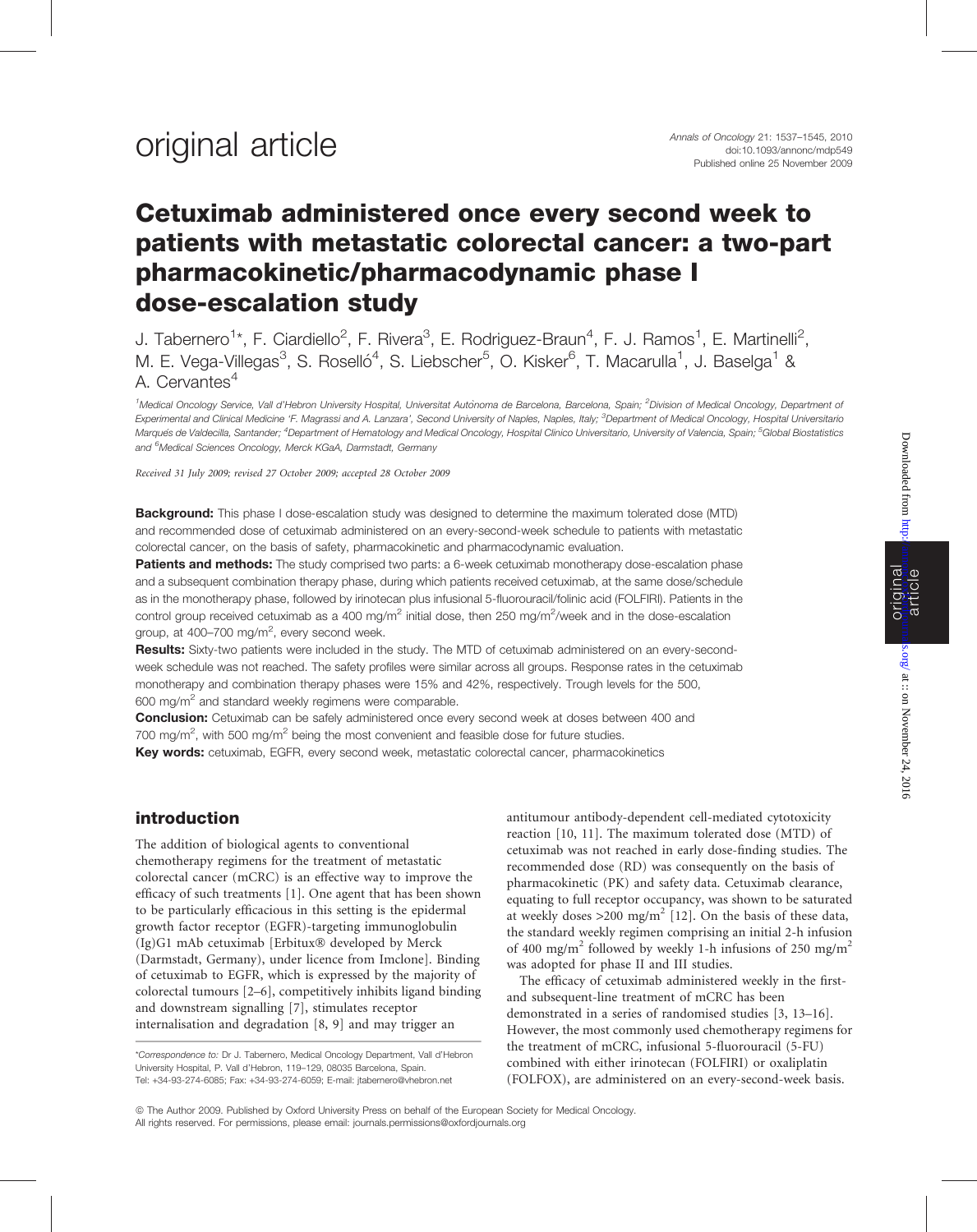original article

# Cetuximab administered once every second week to patients with metastatic colorectal cancer: a two-part pharmacokinetic/pharmacodynamic phase I dose-escalation study

J. Tabernero[1]*, F. Ciardiello[2], F. Rivera[3], E. Rodriguez-Braun[4], F. J. Ramos[1], E. Martinelli[2], M. E. Vega-Villegas[3], S. Roselló[4], S. Liebscher[5], O. Kisker[6], T. Macarulla[1], J. Baselga[1] & A. Cervantes[4]

[1]Medical Oncology Service, Vall d'Hebron University Hospital, Universitat Autònoma de Barcelona, Barcelona, Spain; [2]Division of Medical Oncology, Department of Experimental and Clinical Medicine 'F. Magrassi and A. Lanzara', Second University of Naples, Naples, Italy; [3]Department of Medical Oncology, Hospital Universitario Marqués de Valdecilla, Santander; [4]Department of Hematology and Medical Oncology, Hospital Clínico Universitario, University of Valencia, Spain; [5]Global Biostatistics and [6]Medical Sciences Oncology, Merck KGaA, Darmstadt, Germany

*Received 31 July 2009; revised 27 October 2009; accepted 28 October 2009*

**Background:** This phase I dose-escalation study was designed to determine the maximum tolerated dose (MTD) and recommended dose of cetuximab administered on an every-second-week schedule to patients with metastatic colorectal cancer, on the basis of safety, pharmacokinetic and pharmacodynamic evaluation.

**Patients and methods:** The study comprised two parts: a 6-week cetuximab monotherapy dose-escalation phase and a subsequent combination therapy phase, during which patients received cetuximab, at the same dose/schedule as in the monotherapy phase, followed by irinotecan plus infusional 5-fluorouracil/folinic acid (FOLFIRI). Patients in the control group received cetuximab as a 400 mg/m$^2$ initial dose, then 250 mg/m$^2$/week and in the dose-escalation group, at 400–700 mg/m$^2$, every second week.

**Results:** Sixty-two patients were included in the study. The MTD of cetuximab administered on an every-second-week schedule was not reached. The safety profiles were similar across all groups. Response rates in the cetuximab monotherapy and combination therapy phases were 15% and 42%, respectively. Trough levels for the 500, 600 mg/m$^2$ and standard weekly regimens were comparable.

**Conclusion:** Cetuximab can be safely administered once every second week at doses between 400 and 700 mg/m$^2$, with 500 mg/m$^2$ being the most convenient and feasible dose for future studies.

**Key words:** cetuximab, EGFR, every second week, metastatic colorectal cancer, pharmacokinetics

## introduction

The addition of biological agents to conventional chemotherapy regimens for the treatment of metastatic colorectal cancer (mCRC) is an effective way to improve the efficacy of such treatments [1]. One agent that has been shown to be particularly efficacious in this setting is the epidermal growth factor receptor (EGFR)-targeting immunoglobulin (Ig)G1 mAb cetuximab [Erbitux® developed by Merck (Darmstadt, Germany), under licence from Imclone]. Binding of cetuximab to EGFR, which is expressed by the majority of colorectal tumours [2–6], competitively inhibits ligand binding and downstream signalling [7], stimulates receptor internalisation and degradation [8, 9] and may trigger an antitumour antibody-dependent cell-mediated cytotoxicity reaction [10, 11]. The maximum tolerated dose (MTD) of cetuximab was not reached in early dose-finding studies. The recommended dose (RD) was consequently on the basis of pharmacokinetic (PK) and safety data. Cetuximab clearance, equating to full receptor occupancy, was shown to be saturated at weekly doses >200 mg/m$^2$ [12]. On the basis of these data, the standard weekly regimen comprising an initial 2-h infusion of 400 mg/m$^2$ followed by weekly 1-h infusions of 250 mg/m$^2$ was adopted for phase II and III studies.

The efficacy of cetuximab administered weekly in the first- and subsequent-line treatment of mCRC has been demonstrated in a series of randomised studies [3, 13–16]. However, the most commonly used chemotherapy regimens for the treatment of mCRC, infusional 5-fluorouracil (5-FU) combined with either irinotecan (FOLFIRI) or oxaliplatin (FOLFOX), are administered on an every-second-week basis.

*Correspondence to: Dr J. Tabernero, Medical Oncology Department, Vall d'Hebron University Hospital, P. Vall d'Hebron, 119–129, 08035 Barcelona, Spain. Tel: +34-93-274-6085; Fax: +34-93-274-6059; E-mail: jtabernero@vhebron.net

© The Author 2009. Published by Oxford University Press on behalf of the European Society for Medical Oncology. All rights reserved. For permissions, please email: journals.permissions@oxfordjournals.org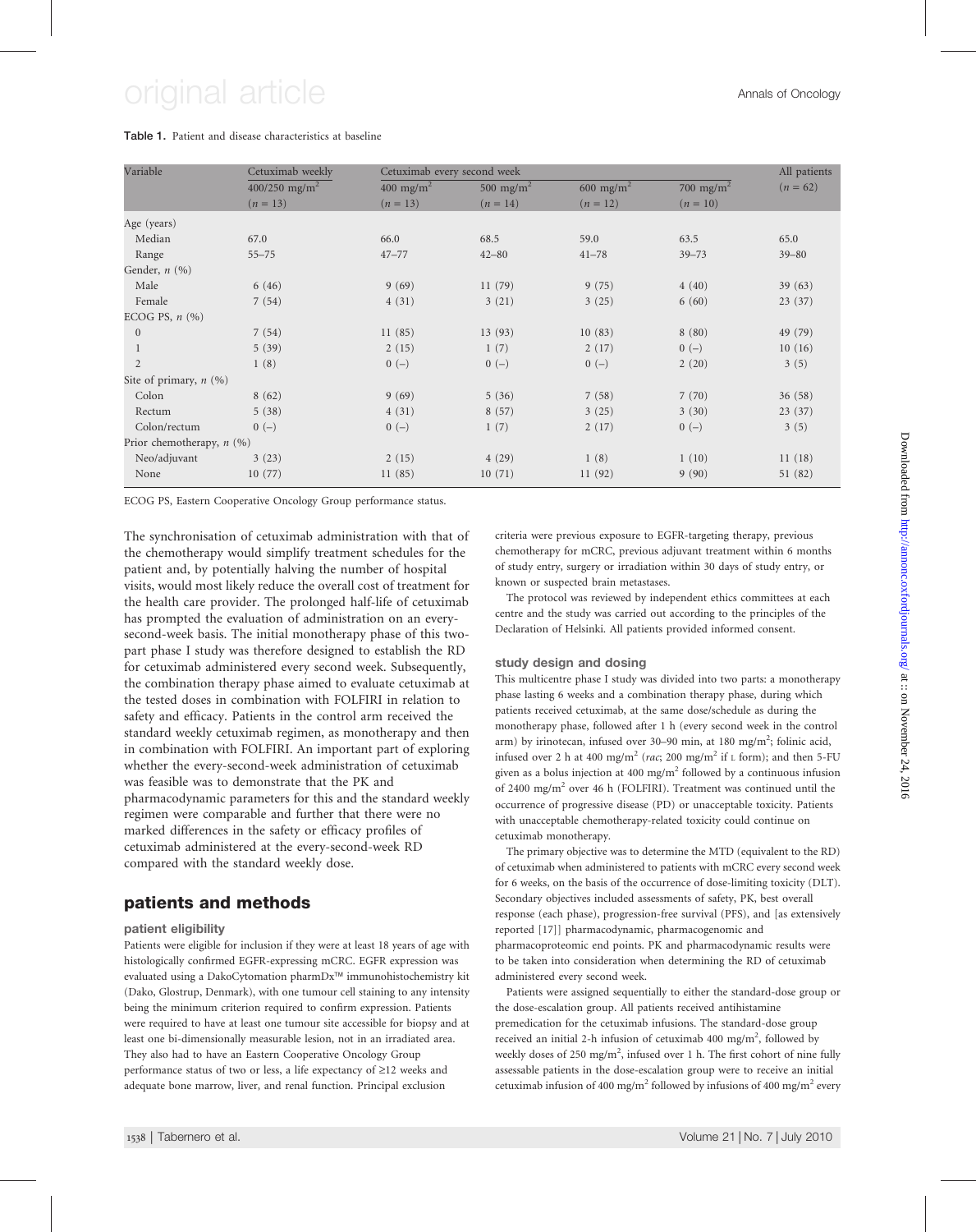**Table 1.** Patient and disease characteristics at baseline

| Variable | Cetuximab weekly | Cetuximab every second week | | | | All patients |
|---|---|---|---|---|---|---|
| | 400/250 mg/m$^2$ | 400 mg/m$^2$ | 500 mg/m$^2$ | 600 mg/m$^2$ | 700 mg/m$^2$ | ($n$ = 62) |
| | ($n$ = 13) | ($n$ = 13) | ($n$ = 14) | ($n$ = 12) | ($n$ = 10) | |
| Age (years) | | | | | | |
| Median | 67.0 | 66.0 | 68.5 | 59.0 | 63.5 | 65.0 |
| Range | 55–75 | 47–77 | 42–80 | 41–78 | 39–73 | 39–80 |
| Gender, $n$ (%) | | | | | | |
| Male | 6 (46) | 9 (69) | 11 (79) | 9 (75) | 4 (40) | 39 (63) |
| Female | 7 (54) | 4 (31) | 3 (21) | 3 (25) | 6 (60) | 23 (37) |
| ECOG PS, $n$ (%) | | | | | | |
| 0 | 7 (54) | 11 (85) | 13 (93) | 10 (83) | 8 (80) | 49 (79) |
| 1 | 5 (39) | 2 (15) | 1 (7) | 2 (17) | 0 (–) | 10 (16) |
| 2 | 1 (8) | 0 (–) | 0 (–) | 0 (–) | 2 (20) | 3 (5) |
| Site of primary, $n$ (%) | | | | | | |
| Colon | 8 (62) | 9 (69) | 5 (36) | 7 (58) | 7 (70) | 36 (58) |
| Rectum | 5 (38) | 4 (31) | 8 (57) | 3 (25) | 3 (30) | 23 (37) |
| Colon/rectum | 0 (–) | 0 (–) | 1 (7) | 2 (17) | 0 (–) | 3 (5) |
| Prior chemotherapy, $n$ (%) | | | | | | |
| Neo/adjuvant | 3 (23) | 2 (15) | 4 (29) | 1 (8) | 1 (10) | 11 (18) |
| None | 10 (77) | 11 (85) | 10 (71) | 11 (92) | 9 (90) | 51 (82) |

ECOG PS, Eastern Cooperative Oncology Group performance status.

The synchronisation of cetuximab administration with that of the chemotherapy would simplify treatment schedules for the patient and, by potentially halving the number of hospital visits, would most likely reduce the overall cost of treatment for the health care provider. The prolonged half-life of cetuximab has prompted the evaluation of administration on an every-second-week basis. The initial monotherapy phase of this two-part phase I study was therefore designed to establish the RD for cetuximab administered every second week. Subsequently, the combination therapy phase aimed to evaluate cetuximab at the tested doses in combination with FOLFIRI in relation to safety and efficacy. Patients in the control arm received the standard weekly cetuximab regimen, as monotherapy and then in combination with FOLFIRI. An important part of exploring whether the every-second-week administration of cetuximab was feasible was to demonstrate that the PK and pharmacodynamic parameters for this and the standard weekly regimen were comparable and further that there were no marked differences in the safety or efficacy profiles of cetuximab administered at the every-second-week RD compared with the standard weekly dose.

## patients and methods

### patient eligibility

Patients were eligible for inclusion if they were at least 18 years of age with histologically confirmed EGFR-expressing mCRC. EGFR expression was evaluated using a DakoCytomation pharmDx™ immunohistochemistry kit (Dako, Glostrup, Denmark), with one tumour cell staining to any intensity being the minimum criterion required to confirm expression. Patients were required to have at least one tumour site accessible for biopsy and at least one bi-dimensionally measurable lesion, not in an irradiated area. They also had to have an Eastern Cooperative Oncology Group performance status of two or less, a life expectancy of ≥12 weeks and adequate bone marrow, liver, and renal function. Principal exclusion criteria were previous exposure to EGFR-targeting therapy, previous chemotherapy for mCRC, previous adjuvant treatment within 6 months of study entry, surgery or irradiation within 30 days of study entry, or known or suspected brain metastases.

The protocol was reviewed by independent ethics committees at each centre and the study was carried out according to the principles of the Declaration of Helsinki. All patients provided informed consent.

### study design and dosing

This multicentre phase I study was divided into two parts: a monotherapy phase lasting 6 weeks and a combination therapy phase, during which patients received cetuximab, at the same dose/schedule as during the monotherapy phase, followed after 1 h (every second week in the control arm) by irinotecan, infused over 30–90 min, at 180 mg/m$^2$; folinic acid, infused over 2 h at 400 mg/m$^2$ (*rac*; 200 mg/m$^2$ if L form); and then 5-FU given as a bolus injection at 400 mg/m$^2$ followed by a continuous infusion of 2400 mg/m$^2$ over 46 h (FOLFIRI). Treatment was continued until the occurrence of progressive disease (PD) or unacceptable toxicity. Patients with unacceptable chemotherapy-related toxicity could continue on cetuximab monotherapy.

The primary objective was to determine the MTD (equivalent to the RD) of cetuximab when administered to patients with mCRC every second week for 6 weeks, on the basis of the occurrence of dose-limiting toxicity (DLT). Secondary objectives included assessments of safety, PK, best overall response (each phase), progression-free survival (PFS), and [as extensively reported [17]] pharmacodynamic, pharmacogenomic and pharmacoproteomic end points. PK and pharmacodynamic results were to be taken into consideration when determining the RD of cetuximab administered every second week.

Patients were assigned sequentially to either the standard-dose group or the dose-escalation group. All patients received antihistamine premedication for the cetuximab infusions. The standard-dose group received an initial 2-h infusion of cetuximab 400 mg/m$^2$, followed by weekly doses of 250 mg/m$^2$, infused over 1 h. The first cohort of nine fully assessable patients in the dose-escalation group were to receive an initial cetuximab infusion of 400 mg/m$^2$ followed by infusions of 400 mg/m$^2$ every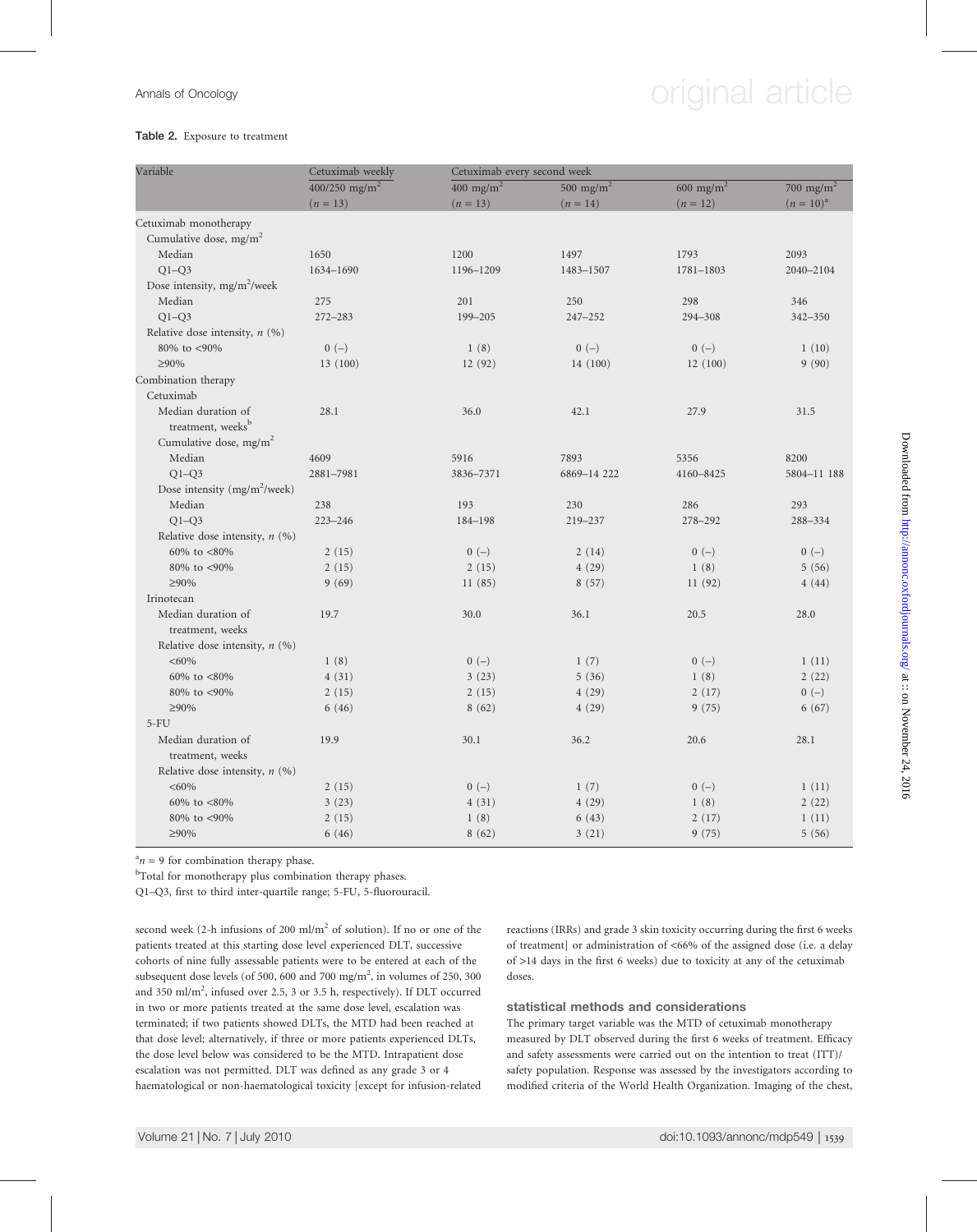**Table 2.** Exposure to treatment

| Variable | Cetuximab weekly | Cetuximab every second week | | | |
|---|---|---|---|---|---|
| | 400/250 mg/m$^2$ | 400 mg/m$^2$ | 500 mg/m$^2$ | 600 mg/m$^2$ | 700 mg/m$^2$ |
| | ($n$ = 13) | ($n$ = 13) | ($n$ = 14) | ($n$ = 12) | ($n$ = 10)[a] |
| Cetuximab monotherapy | | | | | |
| Cumulative dose, mg/m$^2$ | | | | | |
| Median | 1650 | 1200 | 1497 | 1793 | 2093 |
| Q1–Q3 | 1634–1690 | 1196–1209 | 1483–1507 | 1781–1803 | 2040–2104 |
| Dose intensity, mg/m$^2$/week | | | | | |
| Median | 275 | 201 | 250 | 298 | 346 |
| Q1–Q3 | 272–283 | 199–205 | 247–252 | 294–308 | 342–350 |
| Relative dose intensity, $n$ (%) | | | | | |
| 80% to <90% | 0 (–) | 1 (8) | 0 (–) | 0 (–) | 1 (10) |
| ≥90% | 13 (100) | 12 (92) | 14 (100) | 12 (100) | 9 (90) |
| Combination therapy | | | | | |
| Cetuximab | | | | | |
| Median duration of treatment, weeks[b] | 28.1 | 36.0 | 42.1 | 27.9 | 31.5 |
| Cumulative dose, mg/m$^2$ | | | | | |
| Median | 4609 | 5916 | 7893 | 5356 | 8200 |
| Q1–Q3 | 2881–7981 | 3836–7371 | 6869–14 222 | 4160–8425 | 5804–11 188 |
| Dose intensity (mg/m$^2$/week) | | | | | |
| Median | 238 | 193 | 230 | 286 | 293 |
| Q1–Q3 | 223–246 | 184–198 | 219–237 | 278–292 | 288–334 |
| Relative dose intensity, $n$ (%) | | | | | |
| 60% to <80% | 2 (15) | 0 (–) | 2 (14) | 0 (–) | 0 (–) |
| 80% to <90% | 2 (15) | 2 (15) | 4 (29) | 1 (8) | 5 (56) |
| ≥90% | 9 (69) | 11 (85) | 8 (57) | 11 (92) | 4 (44) |
| Irinotecan | | | | | |
| Median duration of treatment, weeks | 19.7 | 30.0 | 36.1 | 20.5 | 28.0 |
| Relative dose intensity, $n$ (%) | | | | | |
| <60% | 1 (8) | 0 (–) | 1 (7) | 0 (–) | 1 (11) |
| 60% to <80% | 4 (31) | 3 (23) | 5 (36) | 1 (8) | 2 (22) |
| 80% to <90% | 2 (15) | 2 (15) | 4 (29) | 2 (17) | 0 (–) |
| ≥90% | 6 (46) | 8 (62) | 4 (29) | 9 (75) | 6 (67) |
| 5-FU | | | | | |
| Median duration of treatment, weeks | 19.9 | 30.1 | 36.2 | 20.6 | 28.1 |
| Relative dose intensity, $n$ (%) | | | | | |
| <60% | 2 (15) | 0 (–) | 1 (7) | 0 (–) | 1 (11) |
| 60% to <80% | 3 (23) | 4 (31) | 4 (29) | 1 (8) | 2 (22) |
| 80% to <90% | 2 (15) | 1 (8) | 6 (43) | 2 (17) | 1 (11) |
| ≥90% | 6 (46) | 8 (62) | 3 (21) | 9 (75) | 5 (56) |

[a] $n$ = 9 for combination therapy phase.

[b] Total for monotherapy plus combination therapy phases.

Q1–Q3, first to third inter-quartile range; 5-FU, 5-fluorouracil.

second week (2-h infusions of 200 ml/m$^2$ of solution). If no or one of the patients treated at this starting dose level experienced DLT, successive cohorts of nine fully assessable patients were to be entered at each of the subsequent dose levels (of 500, 600 and 700 mg/m$^2$, in volumes of 250, 300 and 350 ml/m$^2$, infused over 2.5, 3 or 3.5 h, respectively). If DLT occurred in two or more patients treated at the same dose level, escalation was terminated; if two patients showed DLTs, the MTD had been reached at that dose level; alternatively, if three or more patients experienced DLTs, the dose level below was considered to be the MTD. Intrapatient dose escalation was not permitted. DLT was defined as any grade 3 or 4 haematological or non-haematological toxicity [except for infusion-related reactions (IRRs) and grade 3 skin toxicity occurring during the first 6 weeks of treatment] or administration of <66% of the assigned dose (i.e. a delay of >14 days in the first 6 weeks) due to toxicity at any of the cetuximab doses.

## statistical methods and considerations

The primary target variable was the MTD of cetuximab monotherapy measured by DLT observed during the first 6 weeks of treatment. Efficacy and safety assessments were carried out on the intention to treat (ITT)/safety population. Response was assessed by the investigators according to modified criteria of the World Health Organization. Imaging of the chest,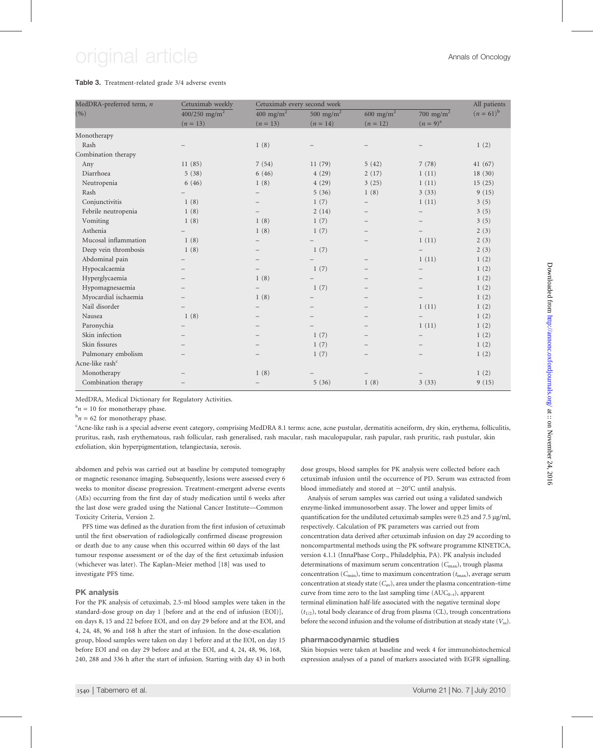**Table 3.** Treatment-related grade 3/4 adverse events

| MedDRA-preferred term, n (%) | Cetuximab weekly | Cetuximab every second week | | | | All patients |
|---|---|---|---|---|---|---|
| | 400/250 mg/m$^2$ (n = 13) | 400 mg/m$^2$ (n = 13) | 500 mg/m$^2$ (n = 14) | 600 mg/m$^2$ (n = 12) | 700 mg/m$^2$ (n = 9)[a] | (n = 61)[b] |
| Monotherapy | | | | | | |
| Rash | – | 1 (8) | – | – | – | 1 (2) |
| Combination therapy | | | | | | |
| Any | 11 (85) | 7 (54) | 11 (79) | 5 (42) | 7 (78) | 41 (67) |
| Diarrhoea | 5 (38) | 6 (46) | 4 (29) | 2 (17) | 1 (11) | 18 (30) |
| Neutropenia | 6 (46) | 1 (8) | 4 (29) | 3 (25) | 1 (11) | 15 (25) |
| Rash | – | – | 5 (36) | 1 (8) | 3 (33) | 9 (15) |
| Conjunctivitis | 1 (8) | – | 1 (7) | – | 1 (11) | 3 (5) |
| Febrile neutropenia | 1 (8) | – | 2 (14) | – | – | 3 (5) |
| Vomiting | 1 (8) | 1 (8) | 1 (7) | – | – | 3 (5) |
| Asthenia | – | 1 (8) | 1 (7) | – | – | 2 (3) |
| Mucosal inflammation | 1 (8) | – | – | – | 1 (11) | 2 (3) |
| Deep vein thrombosis | 1 (8) | – | 1 (7) | | – | 2 (3) |
| Abdominal pain | – | – | – | – | 1 (11) | 1 (2) |
| Hypocalcaemia | – | – | 1 (7) | – | – | 1 (2) |
| Hyperglycaemia | – | 1 (8) | – | – | – | 1 (2) |
| Hypomagnesaemia | – | – | 1 (7) | – | – | 1 (2) |
| Myocardial ischaemia | – | 1 (8) | – | – | – | 1 (2) |
| Nail disorder | – | – | – | – | 1 (11) | 1 (2) |
| Nausea | 1 (8) | – | – | – | – | 1 (2) |
| Paronychia | – | – | – | – | 1 (11) | 1 (2) |
| Skin infection | – | – | 1 (7) | – | – | 1 (2) |
| Skin fissures | – | – | 1 (7) | – | – | 1 (2) |
| Pulmonary embolism | – | – | 1 (7) | – | – | 1 (2) |
| Acne-like rash[c] | | | | | | |
| Monotherapy | – | 1 (8) | – | – | – | 1 (2) |
| Combination therapy | – | – | 5 (36) | 1 (8) | 3 (33) | 9 (15) |

MedDRA, Medical Dictionary for Regulatory Activities.

[a] n = 10 for monotherapy phase.

[b] n = 62 for monotherapy phase.

[c] Acne-like rash is a special adverse event category, comprising MedDRA 8.1 terms: acne, acne pustular, dermatitis acneiform, dry skin, erythema, folliculitis, pruritus, rash, rash erythematous, rash follicular, rash generalised, rash macular, rash maculopapular, rash papular, rash pruritic, rash pustular, skin exfoliation, skin hyperpigmentation, telangiectasia, xerosis.

abdomen and pelvis was carried out at baseline by computed tomography or magnetic resonance imaging. Subsequently, lesions were assessed every 6 weeks to monitor disease progression. Treatment-emergent adverse events (AEs) occurring from the first day of study medication until 6 weeks after the last dose were graded using the National Cancer Institute—Common Toxicity Criteria, Version 2.

PFS time was defined as the duration from the first infusion of cetuximab until the first observation of radiologically confirmed disease progression or death due to any cause when this occurred within 60 days of the last tumour response assessment or of the day of the first cetuximab infusion (whichever was later). The Kaplan–Meier method [18] was used to investigate PFS time.

### PK analysis

For the PK analysis of cetuximab, 2.5-ml blood samples were taken in the standard-dose group on day 1 [before and at the end of infusion (EOI)], on days 8, 15 and 22 before EOI, and on day 29 before and at the EOI, and 4, 24, 48, 96 and 168 h after the start of infusion. In the dose-escalation group, blood samples were taken on day 1 before and at the EOI, on day 15 before EOI and on day 29 before and at the EOI, and 4, 24, 48, 96, 168, 240, 288 and 336 h after the start of infusion. Starting with day 43 in both dose groups, blood samples for PK analysis were collected before each cetuximab infusion until the occurrence of PD. Serum was extracted from blood immediately and stored at −20°C until analysis.

Analysis of serum samples was carried out using a validated sandwich enzyme-linked immunosorbent assay. The lower and upper limits of quantification for the undiluted cetuximab samples were 0.25 and 7.5 μg/ml, respectively. Calculation of PK parameters was carried out from concentration data derived after cetuximab infusion on day 29 according to noncompartmental methods using the PK software programme KINETICA, version 4.1.1 (InnaPhase Corp., Philadelphia, PA). PK analysis included determinations of maximum serum concentration ($C_{max}$), trough plasma concentration ($C_{min}$), time to maximum concentration ($t_{max}$), average serum concentration at steady state ($C_{av}$), area under the plasma concentration–time curve from time zero to the last sampling time ($AUC_{0-t}$), apparent terminal elimination half-life associated with the negative terminal slope ($t_{1/2}$), total body clearance of drug from plasma (CL), trough concentrations before the second infusion and the volume of distribution at steady state ($V_{ss}$).

### pharmacodynamic studies

Skin biopsies were taken at baseline and week 4 for immunohistochemical expression analyses of a panel of markers associated with EGFR signalling.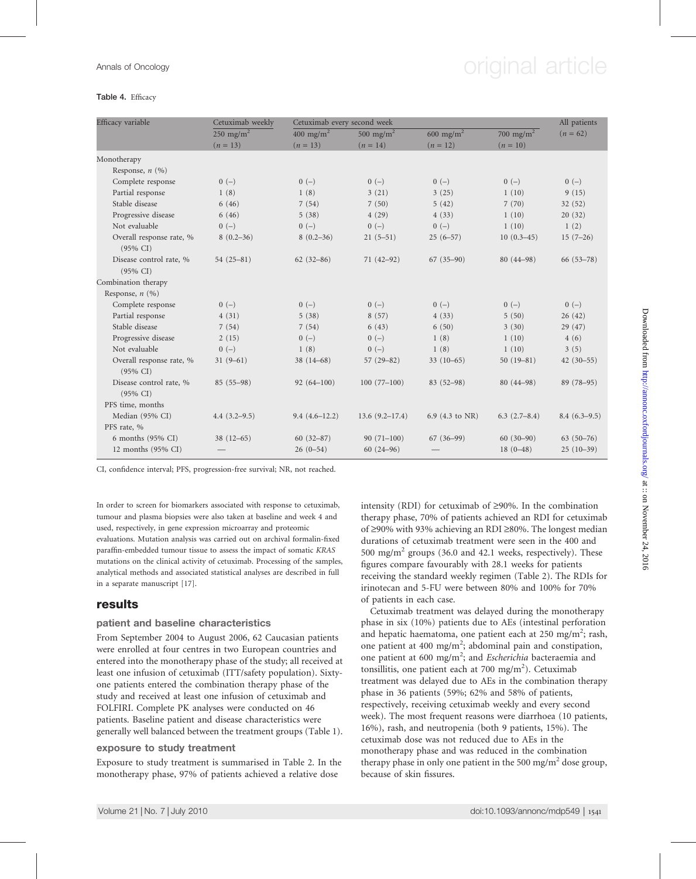**Table 4.** Efficacy

| Efficacy variable | Cetuximab weekly | Cetuximab every second week | | | | All patients |
|---|---|---|---|---|---|---|
| | 250 mg/m$^2$ ($n$ = 13) | 400 mg/m$^2$ ($n$ = 13) | 500 mg/m$^2$ ($n$ = 14) | 600 mg/m$^2$ ($n$ = 12) | 700 mg/m$^2$ ($n$ = 10) | ($n$ = 62) |
| Monotherapy | | | | | | |
| Response, $n$ (%) | | | | | | |
| Complete response | 0 (–) | 0 (–) | 0 (–) | 0 (–) | 0 (–) | 0 (–) |
| Partial response | 1 (8) | 1 (8) | 3 (21) | 3 (25) | 1 (10) | 9 (15) |
| Stable disease | 6 (46) | 7 (54) | 7 (50) | 5 (42) | 7 (70) | 32 (52) |
| Progressive disease | 6 (46) | 5 (38) | 4 (29) | 4 (33) | 1 (10) | 20 (32) |
| Not evaluable | 0 (–) | 0 (–) | 0 (–) | 0 (–) | 1 (10) | 1 (2) |
| Overall response rate, % (95% CI) | 8 (0.2–36) | 8 (0.2–36) | 21 (5–51) | 25 (6–57) | 10 (0.3–45) | 15 (7–26) |
| Disease control rate, % (95% CI) | 54 (25–81) | 62 (32–86) | 71 (42–92) | 67 (35–90) | 80 (44–98) | 66 (53–78) |
| Combination therapy | | | | | | |
| Response, $n$ (%) | | | | | | |
| Complete response | 0 (–) | 0 (–) | 0 (–) | 0 (–) | 0 (–) | 0 (–) |
| Partial response | 4 (31) | 5 (38) | 8 (57) | 4 (33) | 5 (50) | 26 (42) |
| Stable disease | 7 (54) | 7 (54) | 6 (43) | 6 (50) | 3 (30) | 29 (47) |
| Progressive disease | 2 (15) | 0 (–) | 0 (–) | 1 (8) | 1 (10) | 4 (6) |
| Not evaluable | 0 (–) | 1 (8) | 0 (–) | 1 (8) | 1 (10) | 3 (5) |
| Overall response rate, % (95% CI) | 31 (9–61) | 38 (14–68) | 57 (29–82) | 33 (10–65) | 50 (19–81) | 42 (30–55) |
| Disease control rate, % (95% CI) | 85 (55–98) | 92 (64–100) | 100 (77–100) | 83 (52–98) | 80 (44–98) | 89 (78–95) |
| PFS time, months | | | | | | |
| Median (95% CI) | 4.4 (3.2–9.5) | 9.4 (4.6–12.2) | 13.6 (9.2–17.4) | 6.9 (4.3 to NR) | 6.3 (2.7–8.4) | 8.4 (6.3–9.5) |
| PFS rate, % | | | | | | |
| 6 months (95% CI) | 38 (12–65) | 60 (32–87) | 90 (71–100) | 67 (36–99) | 60 (30–90) | 63 (50–76) |
| 12 months (95% CI) | — | 26 (0–54) | 60 (24–96) | — | 18 (0–48) | 25 (10–39) |

CI, confidence interval; PFS, progression-free survival; NR, not reached.

In order to screen for biomarkers associated with response to cetuximab, tumour and plasma biopsies were also taken at baseline and week 4 and used, respectively, in gene expression microarray and proteomic evaluations. Mutation analysis was carried out on archival formalin-fixed paraffin-embedded tumour tissue to assess the impact of somatic *KRAS* mutations on the clinical activity of cetuximab. Processing of the samples, analytical methods and associated statistical analyses are described in full in a separate manuscript [17].

## results

### patient and baseline characteristics

From September 2004 to August 2006, 62 Caucasian patients were enrolled at four centres in two European countries and entered into the monotherapy phase of the study; all received at least one infusion of cetuximab (ITT/safety population). Sixty-one patients entered the combination therapy phase of the study and received at least one infusion of cetuximab and FOLFIRI. Complete PK analyses were conducted on 46 patients. Baseline patient and disease characteristics were generally well balanced between the treatment groups (Table 1).

### exposure to study treatment

Exposure to study treatment is summarised in Table 2. In the monotherapy phase, 97% of patients achieved a relative dose intensity (RDI) for cetuximab of ≥90%. In the combination therapy phase, 70% of patients achieved an RDI for cetuximab of ≥90% with 93% achieving an RDI ≥80%. The longest median durations of cetuximab treatment were seen in the 400 and 500 mg/m$^2$ groups (36.0 and 42.1 weeks, respectively). These figures compare favourably with 28.1 weeks for patients receiving the standard weekly regimen (Table 2). The RDIs for irinotecan and 5-FU were between 80% and 100% for 70% of patients in each case.

Cetuximab treatment was delayed during the monotherapy phase in six (10%) patients due to AEs (intestinal perforation and hepatic haematoma, one patient each at 250 mg/m$^2$; rash, one patient at 400 mg/m$^2$; abdominal pain and constipation, one patient at 600 mg/m$^2$; and *Escherichia* bacteraemia and tonsillitis, one patient each at 700 mg/m$^2$). Cetuximab treatment was delayed due to AEs in the combination therapy phase in 36 patients (59%; 62% and 58% of patients, respectively, receiving cetuximab weekly and every second week). The most frequent reasons were diarrhoea (10 patients, 16%), rash, and neutropenia (both 9 patients, 15%). The cetuximab dose was not reduced due to AEs in the monotherapy phase and was reduced in the combination therapy phase in only one patient in the 500 mg/m$^2$ dose group, because of skin fissures.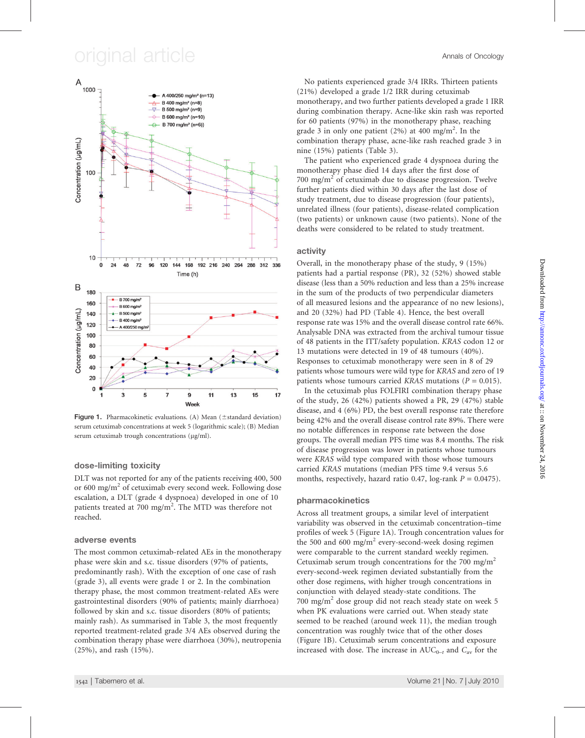Figure 1. Pharmacokinetic evaluations. (A) Mean (±standard deviation) serum cetuximab concentrations at week 5 (logarithmic scale); (B) Median serum cetuximab trough concentrations (μg/ml).

## dose-limiting toxicity

DLT was not reported for any of the patients receiving 400, 500 or 600 mg/m$^2$ of cetuximab every second week. Following dose escalation, a DLT (grade 4 dyspnoea) developed in one of 10 patients treated at 700 mg/m$^2$. The MTD was therefore not reached.

## adverse events

The most common cetuximab-related AEs in the monotherapy phase were skin and s.c. tissue disorders (97% of patients, predominantly rash). With the exception of one case of rash (grade 3), all events were grade 1 or 2. In the combination therapy phase, the most common treatment-related AEs were gastrointestinal disorders (90% of patients; mainly diarrhoea) followed by skin and s.c. tissue disorders (80% of patients; mainly rash). As summarised in Table 3, the most frequently reported treatment-related grade 3/4 AEs observed during the combination therapy phase were diarrhoea (30%), neutropenia (25%), and rash (15%).

No patients experienced grade 3/4 IRRs. Thirteen patients (21%) developed a grade 1/2 IRR during cetuximab monotherapy, and two further patients developed a grade 1 IRR during combination therapy. Acne-like skin rash was reported for 60 patients (97%) in the monotherapy phase, reaching grade 3 in only one patient (2%) at 400 mg/m$^2$. In the combination therapy phase, acne-like rash reached grade 3 in nine (15%) patients (Table 3).

The patient who experienced grade 4 dyspnoea during the monotherapy phase died 14 days after the first dose of 700 mg/m$^2$ of cetuximab due to disease progression. Twelve further patients died within 30 days after the last dose of study treatment, due to disease progression (four patients), unrelated illness (four patients), disease-related complication (two patients) or unknown cause (two patients). None of the deaths were considered to be related to study treatment.

## activity

Overall, in the monotherapy phase of the study, 9 (15%) patients had a partial response (PR), 32 (52%) showed stable disease (less than a 50% reduction and less than a 25% increase in the sum of the products of two perpendicular diameters of all measured lesions and the appearance of no new lesions), and 20 (32%) had PD (Table 4). Hence, the best overall response rate was 15% and the overall disease control rate 66%. Analysable DNA was extracted from the archival tumour tissue of 48 patients in the ITT/safety population. *KRAS* codon 12 or 13 mutations were detected in 19 of 48 tumours (40%). Responses to cetuximab monotherapy were seen in 8 of 29 patients whose tumours were wild type for *KRAS* and zero of 19 patients whose tumours carried *KRAS* mutations ($P = 0.015$).

In the cetuximab plus FOLFIRI combination therapy phase of the study, 26 (42%) patients showed a PR, 29 (47%) stable disease, and 4 (6%) PD, the best overall response rate therefore being 42% and the overall disease control rate 89%. There were no notable differences in response rate between the dose groups. The overall median PFS time was 8.4 months. The risk of disease progression was lower in patients whose tumours were *KRAS* wild type compared with those whose tumours carried *KRAS* mutations (median PFS time 9.4 versus 5.6 months, respectively, hazard ratio 0.47, log-rank $P = 0.0475$).

## pharmacokinetics

Across all treatment groups, a similar level of interpatient variability was observed in the cetuximab concentration–time profiles of week 5 (Figure 1A). Trough concentration values for the 500 and 600 mg/m$^2$ every-second-week dosing regimen were comparable to the current standard weekly regimen. Cetuximab serum trough concentrations for the 700 mg/m$^2$ every-second-week regimen deviated substantially from the other dose regimens, with higher trough concentrations in conjunction with delayed steady-state conditions. The 700 mg/m$^2$ dose group did not reach steady state on week 5 when PK evaluations were carried out. When steady state seemed to be reached (around week 11), the median trough concentration was roughly twice that of the other doses (Figure 1B). Cetuximab serum concentrations and exposure increased with dose. The increase in $AUC_{0-t}$ and $C_{av}$ for the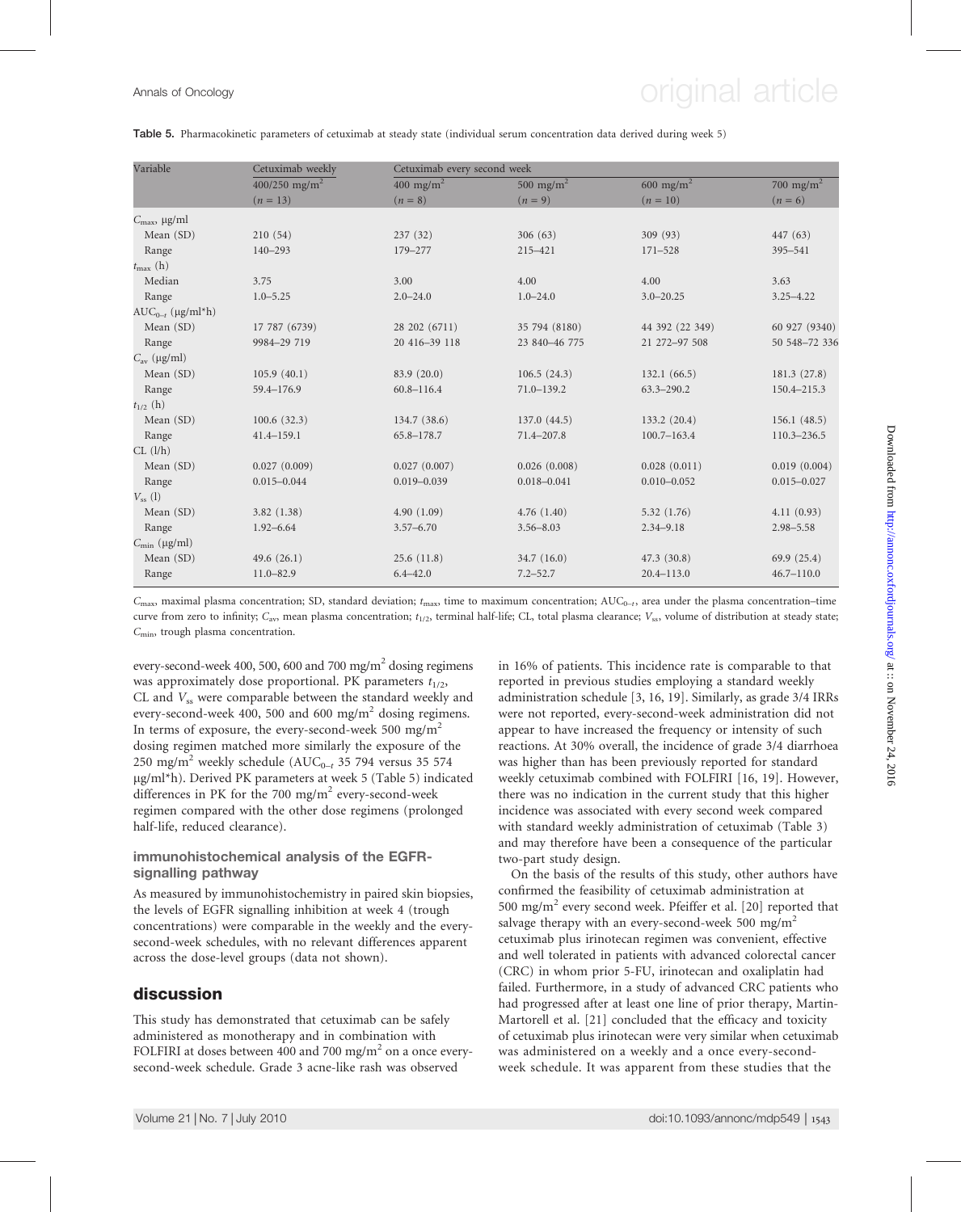**Table 5.** Pharmacokinetic parameters of cetuximab at steady state (individual serum concentration data derived during week 5)

| Variable | Cetuximab weekly | Cetuximab every second week | | | |
|---|---|---|---|---|---|
| | 400/250 mg/m$^2$ | 400 mg/m$^2$ | 500 mg/m$^2$ | 600 mg/m$^2$ | 700 mg/m$^2$ |
| | ($n$ = 13) | ($n$ = 8) | ($n$ = 9) | ($n$ = 10) | ($n$ = 6) |
| $C_{max}$, μg/ml | | | | | |
| Mean (SD) | 210 (54) | 237 (32) | 306 (63) | 309 (93) | 447 (63) |
| Range | 140–293 | 179–277 | 215–421 | 171–528 | 395–541 |
| $t_{max}$ (h) | | | | | |
| Median | 3.75 | 3.00 | 4.00 | 4.00 | 3.63 |
| Range | 1.0–5.25 | 2.0–24.0 | 1.0–24.0 | 3.0–20.25 | 3.25–4.22 |
| $AUC_{0-t}$ (μg/ml*h) | | | | | |
| Mean (SD) | 17 787 (6739) | 28 202 (6711) | 35 794 (8180) | 44 392 (22 349) | 60 927 (9340) |
| Range | 9984–29 719 | 20 416–39 118 | 23 840–46 775 | 21 272–97 508 | 50 548–72 336 |
| $C_{av}$ (μg/ml) | | | | | |
| Mean (SD) | 105.9 (40.1) | 83.9 (20.0) | 106.5 (24.3) | 132.1 (66.5) | 181.3 (27.8) |
| Range | 59.4–176.9 | 60.8–116.4 | 71.0–139.2 | 63.3–290.2 | 150.4–215.3 |
| $t_{1/2}$ (h) | | | | | |
| Mean (SD) | 100.6 (32.3) | 134.7 (38.6) | 137.0 (44.5) | 133.2 (20.4) | 156.1 (48.5) |
| Range | 41.4–159.1 | 65.8–178.7 | 71.4–207.8 | 100.7–163.4 | 110.3–236.5 |
| CL (l/h) | | | | | |
| Mean (SD) | 0.027 (0.009) | 0.027 (0.007) | 0.026 (0.008) | 0.028 (0.011) | 0.019 (0.004) |
| Range | 0.015–0.044 | 0.019–0.039 | 0.018–0.041 | 0.010–0.052 | 0.015–0.027 |
| $V_{ss}$ (l) | | | | | |
| Mean (SD) | 3.82 (1.38) | 4.90 (1.09) | 4.76 (1.40) | 5.32 (1.76) | 4.11 (0.93) |
| Range | 1.92–6.64 | 3.57–6.70 | 3.56–8.03 | 2.34–9.18 | 2.98–5.58 |
| $C_{min}$ (μg/ml) | | | | | |
| Mean (SD) | 49.6 (26.1) | 25.6 (11.8) | 34.7 (16.0) | 47.3 (30.8) | 69.9 (25.4) |
| Range | 11.0–82.9 | 6.4–42.0 | 7.2–52.7 | 20.4–113.0 | 46.7–110.0 |

$C_{max}$, maximal plasma concentration; SD, standard deviation; $t_{max}$, time to maximum concentration; $AUC_{0-t}$, area under the plasma concentration–time curve from zero to infinity; $C_{av}$, mean plasma concentration; $t_{1/2}$, terminal half-life; CL, total plasma clearance; $V_{ss}$, volume of distribution at steady state; $C_{min}$, trough plasma concentration.

every-second-week 400, 500, 600 and 700 mg/m$^2$ dosing regimens was approximately dose proportional. PK parameters $t_{1/2}$, CL and $V_{ss}$ were comparable between the standard weekly and every-second-week 400, 500 and 600 mg/m$^2$ dosing regimens. In terms of exposure, the every-second-week 500 mg/m$^2$ dosing regimen matched more similarly the exposure of the 250 mg/m$^2$ weekly schedule ($AUC_{0-t}$ 35 794 versus 35 574 μg/ml*h). Derived PK parameters at week 5 (Table 5) indicated differences in PK for the 700 mg/m$^2$ every-second-week regimen compared with the other dose regimens (prolonged half-life, reduced clearance).

### immunohistochemical analysis of the EGFR-signalling pathway

As measured by immunohistochemistry in paired skin biopsies, the levels of EGFR signalling inhibition at week 4 (trough concentrations) were comparable in the weekly and the every-second-week schedules, with no relevant differences apparent across the dose-level groups (data not shown).

## discussion

This study has demonstrated that cetuximab can be safely administered as monotherapy and in combination with FOLFIRI at doses between 400 and 700 mg/m$^2$ on a once every-second-week schedule. Grade 3 acne-like rash was observed in 16% of patients. This incidence rate is comparable to that reported in previous studies employing a standard weekly administration schedule [3, 16, 19]. Similarly, as grade 3/4 IRRs were not reported, every-second-week administration did not appear to have increased the frequency or intensity of such reactions. At 30% overall, the incidence of grade 3/4 diarrhoea was higher than has been previously reported for standard weekly cetuximab combined with FOLFIRI [16, 19]. However, there was no indication in the current study that this higher incidence was associated with every second week compared with standard weekly administration of cetuximab (Table 3) and may therefore have been a consequence of the particular two-part study design.

On the basis of the results of this study, other authors have confirmed the feasibility of cetuximab administration at 500 mg/m$^2$ every second week. Pfeiffer et al. [20] reported that salvage therapy with an every-second-week 500 mg/m$^2$ cetuximab plus irinotecan regimen was convenient, effective and well tolerated in patients with advanced colorectal cancer (CRC) in whom prior 5-FU, irinotecan and oxaliplatin had failed. Furthermore, in a study of advanced CRC patients who had progressed after at least one line of prior therapy, Martin-Martorell et al. [21] concluded that the efficacy and toxicity of cetuximab plus irinotecan were very similar when cetuximab was administered on a weekly and a once every-second-week schedule. It was apparent from these studies that the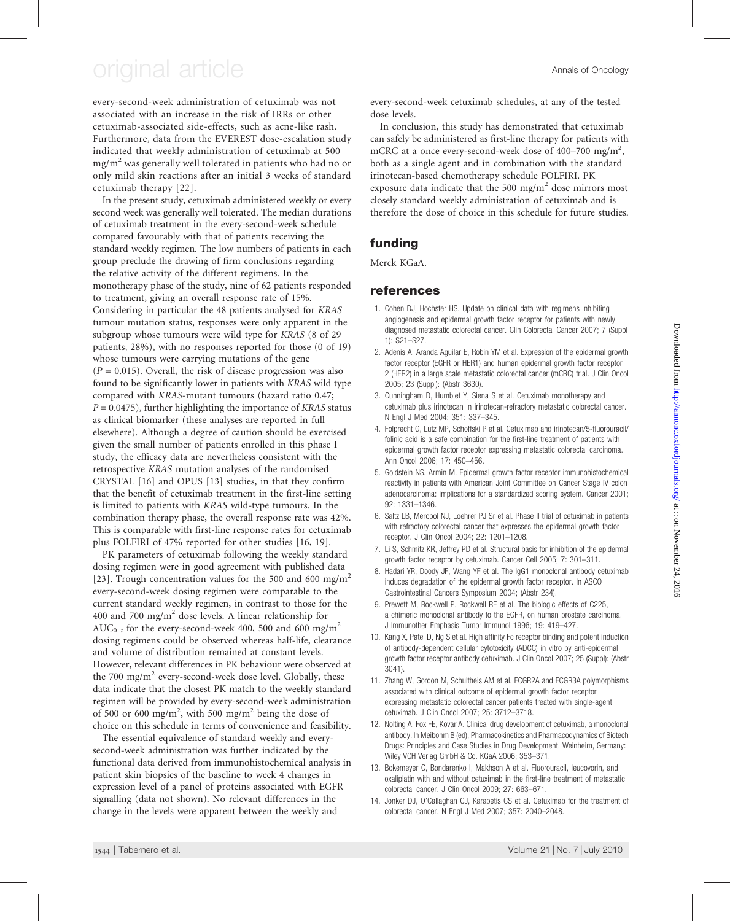every-second-week administration of cetuximab was not associated with an increase in the risk of IRRs or other cetuximab-associated side-effects, such as acne-like rash. Furthermore, data from the EVEREST dose-escalation study indicated that weekly administration of cetuximab at 500 mg/m$^2$ was generally well tolerated in patients who had no or only mild skin reactions after an initial 3 weeks of standard cetuximab therapy [22].

In the present study, cetuximab administered weekly or every second week was generally well tolerated. The median durations of cetuximab treatment in the every-second-week schedule compared favourably with that of patients receiving the standard weekly regimen. The low numbers of patients in each group preclude the drawing of firm conclusions regarding the relative activity of the different regimens. In the monotherapy phase of the study, nine of 62 patients responded to treatment, giving an overall response rate of 15%. Considering in particular the 48 patients analysed for *KRAS* tumour mutation status, responses were only apparent in the subgroup whose tumours were wild type for *KRAS* (8 of 29 patients, 28%), with no responses reported for those (0 of 19) whose tumours were carrying mutations of the gene ($P = 0.015$). Overall, the risk of disease progression was also found to be significantly lower in patients with *KRAS* wild type compared with *KRAS*-mutant tumours (hazard ratio 0.47; $P = 0.0475$), further highlighting the importance of *KRAS* status as clinical biomarker (these analyses are reported in full elsewhere). Although a degree of caution should be exercised given the small number of patients enrolled in this phase I study, the efficacy data are nevertheless consistent with the retrospective *KRAS* mutation analyses of the randomised CRYSTAL [16] and OPUS [13] studies, in that they confirm that the benefit of cetuximab treatment in the first-line setting is limited to patients with *KRAS* wild-type tumours. In the combination therapy phase, the overall response rate was 42%. This is comparable with first-line response rates for cetuximab plus FOLFIRI of 47% reported for other studies [16, 19].

PK parameters of cetuximab following the weekly standard dosing regimen were in good agreement with published data [23]. Trough concentration values for the 500 and 600 mg/m$^2$ every-second-week dosing regimen were comparable to the current standard weekly regimen, in contrast to those for the 400 and 700 mg/m$^2$ dose levels. A linear relationship for $AUC_{0-t}$ for the every-second-week 400, 500 and 600 mg/m$^2$ dosing regimens could be observed whereas half-life, clearance and volume of distribution remained at constant levels. However, relevant differences in PK behaviour were observed at the 700 mg/m$^2$ every-second-week dose level. Globally, these data indicate that the closest PK match to the weekly standard regimen will be provided by every-second-week administration of 500 or 600 mg/m$^2$, with 500 mg/m$^2$ being the dose of choice on this schedule in terms of convenience and feasibility.

The essential equivalence of standard weekly and every-second-week administration was further indicated by the functional data derived from immunohistochemical analysis in patient skin biopsies of the baseline to week 4 changes in expression level of a panel of proteins associated with EGFR signalling (data not shown). No relevant differences in the change in the levels were apparent between the weekly and every-second-week cetuximab schedules, at any of the tested dose levels.

In conclusion, this study has demonstrated that cetuximab can safely be administered as first-line therapy for patients with mCRC at a once every-second-week dose of 400–700 mg/m$^2$, both as a single agent and in combination with the standard irinotecan-based chemotherapy schedule FOLFIRI. PK exposure data indicate that the 500 mg/m$^2$ dose mirrors most closely standard weekly administration of cetuximab and is therefore the dose of choice in this schedule for future studies.

## funding

Merck KGaA.

## references

1. Cohen DJ, Hochster HS. Update on clinical data with regimens inhibiting angiogenesis and epidermal growth factor receptor for patients with newly diagnosed metastatic colorectal cancer. Clin Colorectal Cancer 2007; 7 (Suppl 1): S21–S27.
2. Adenis A, Aranda Aguilar E, Robin YM et al. Expression of the epidermal growth factor receptor (EGFR or HER1) and human epidermal growth factor receptor 2 (HER2) in a large scale metastatic colorectal cancer (mCRC) trial. J Clin Oncol 2005; 23 (Suppl): (Abstr 3630).
3. Cunningham D, Humblet Y, Siena S et al. Cetuximab monotherapy and cetuximab plus irinotecan in irinotecan-refractory metastatic colorectal cancer. N Engl J Med 2004; 351: 337–345.
4. Folprecht G, Lutz MP, Schoffski P et al. Cetuximab and irinotecan/5-fluorouracil/ folinic acid is a safe combination for the first-line treatment of patients with epidermal growth factor receptor expressing metastatic colorectal carcinoma. Ann Oncol 2006; 17: 450–456.
5. Goldstein NS, Armin M. Epidermal growth factor receptor immunohistochemical reactivity in patients with American Joint Committee on Cancer Stage IV colon adenocarcinoma: implications for a standardized scoring system. Cancer 2001; 92: 1331–1346.
6. Saltz LB, Meropol NJ, Loehrer PJ Sr et al. Phase II trial of cetuximab in patients with refractory colorectal cancer that expresses the epidermal growth factor receptor. J Clin Oncol 2004; 22: 1201–1208.
7. Li S, Schmitz KR, Jeffrey PD et al. Structural basis for inhibition of the epidermal growth factor receptor by cetuximab. Cancer Cell 2005; 7: 301–311.
8. Hadari YR, Doody JF, Wang YF et al. The IgG1 monoclonal antibody cetuximab induces degradation of the epidermal growth factor receptor. In ASCO Gastrointestinal Cancers Symposium 2004; (Abstr 234).
9. Prewett M, Rockwell P, Rockwell RF et al. The biologic effects of C225, a chimeric monoclonal antibody to the EGFR, on human prostate carcinoma. J Immunother Emphasis Tumor Immunol 1996; 19: 419–427.
10. Kang X, Patel D, Ng S et al. High affinity Fc receptor binding and potent induction of antibody-dependent cellular cytotoxicity (ADCC) in vitro by anti-epidermal growth factor receptor antibody cetuximab. J Clin Oncol 2007; 25 (Suppl): (Abstr 3041).
11. Zhang W, Gordon M, Schultheis AM et al. FCGR2A and FCGR3A polymorphisms associated with clinical outcome of epidermal growth factor receptor expressing metastatic colorectal cancer patients treated with single-agent cetuximab. J Clin Oncol 2007; 25: 3712–3718.
12. Nolting A, Fox FE, Kovar A. Clinical drug development of cetuximab, a monoclonal antibody. In Meibohm B (ed), Pharmacokinetics and Pharmacodynamics of Biotech Drugs: Principles and Case Studies in Drug Development. Weinheim, Germany: Wiley VCH Verlag GmbH & Co. KGaA 2006; 353–371.
13. Bokemeyer C, Bondarenko I, Makhson A et al. Fluorouracil, leucovorin, and oxaliplatin with and without cetuximab in the first-line treatment of metastatic colorectal cancer. J Clin Oncol 2009; 27: 663–671.
14. Jonker DJ, O'Callaghan CJ, Karapetis CS et al. Cetuximab for the treatment of colorectal cancer. N Engl J Med 2007; 357: 2040–2048.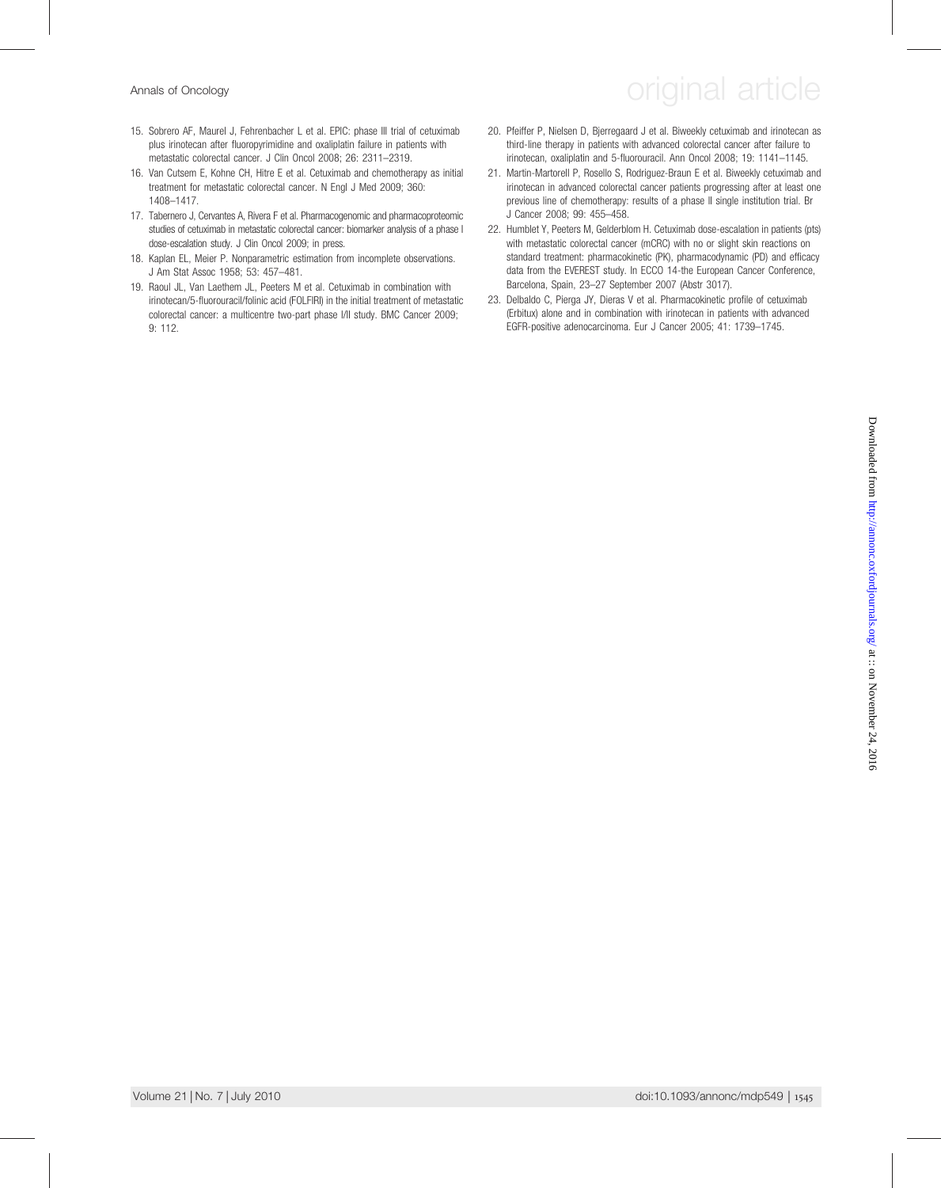15. Sobrero AF, Maurel J, Fehrenbacher L et al. EPIC: phase III trial of cetuximab plus irinotecan after fluoropyrimidine and oxaliplatin failure in patients with metastatic colorectal cancer. J Clin Oncol 2008; 26: 2311–2319.
16. Van Cutsem E, Kohne CH, Hitre E et al. Cetuximab and chemotherapy as initial treatment for metastatic colorectal cancer. N Engl J Med 2009; 360: 1408–1417.
17. Tabernero J, Cervantes A, Rivera F et al. Pharmacogenomic and pharmacoproteomic studies of cetuximab in metastatic colorectal cancer: biomarker analysis of a phase I dose-escalation study. J Clin Oncol 2009; in press.
18. Kaplan EL, Meier P. Nonparametric estimation from incomplete observations. J Am Stat Assoc 1958; 53: 457–481.
19. Raoul JL, Van Laethem JL, Peeters M et al. Cetuximab in combination with irinotecan/5-fluorouracil/folinic acid (FOLFIRI) in the initial treatment of metastatic colorectal cancer: a multicentre two-part phase I/II study. BMC Cancer 2009; 9: 112.
20. Pfeiffer P, Nielsen D, Bjerregaard J et al. Biweekly cetuximab and irinotecan as third-line therapy in patients with advanced colorectal cancer after failure to irinotecan, oxaliplatin and 5-fluorouracil. Ann Oncol 2008; 19: 1141–1145.
21. Martin-Martorell P, Rosello S, Rodriguez-Braun E et al. Biweekly cetuximab and irinotecan in advanced colorectal cancer patients progressing after at least one previous line of chemotherapy: results of a phase II single institution trial. Br J Cancer 2008; 99: 455–458.
22. Humblet Y, Peeters M, Gelderblom H. Cetuximab dose-escalation in patients (pts) with metastatic colorectal cancer (mCRC) with no or slight skin reactions on standard treatment: pharmacokinetic (PK), pharmacodynamic (PD) and efficacy data from the EVEREST study. In ECCO 14-the European Cancer Conference, Barcelona, Spain, 23–27 September 2007 (Abstr 3017).
23. Delbaldo C, Pierga JY, Dieras V et al. Pharmacokinetic profile of cetuximab (Erbitux) alone and in combination with irinotecan in patients with advanced EGFR-positive adenocarcinoma. Eur J Cancer 2005; 41: 1739–1745.